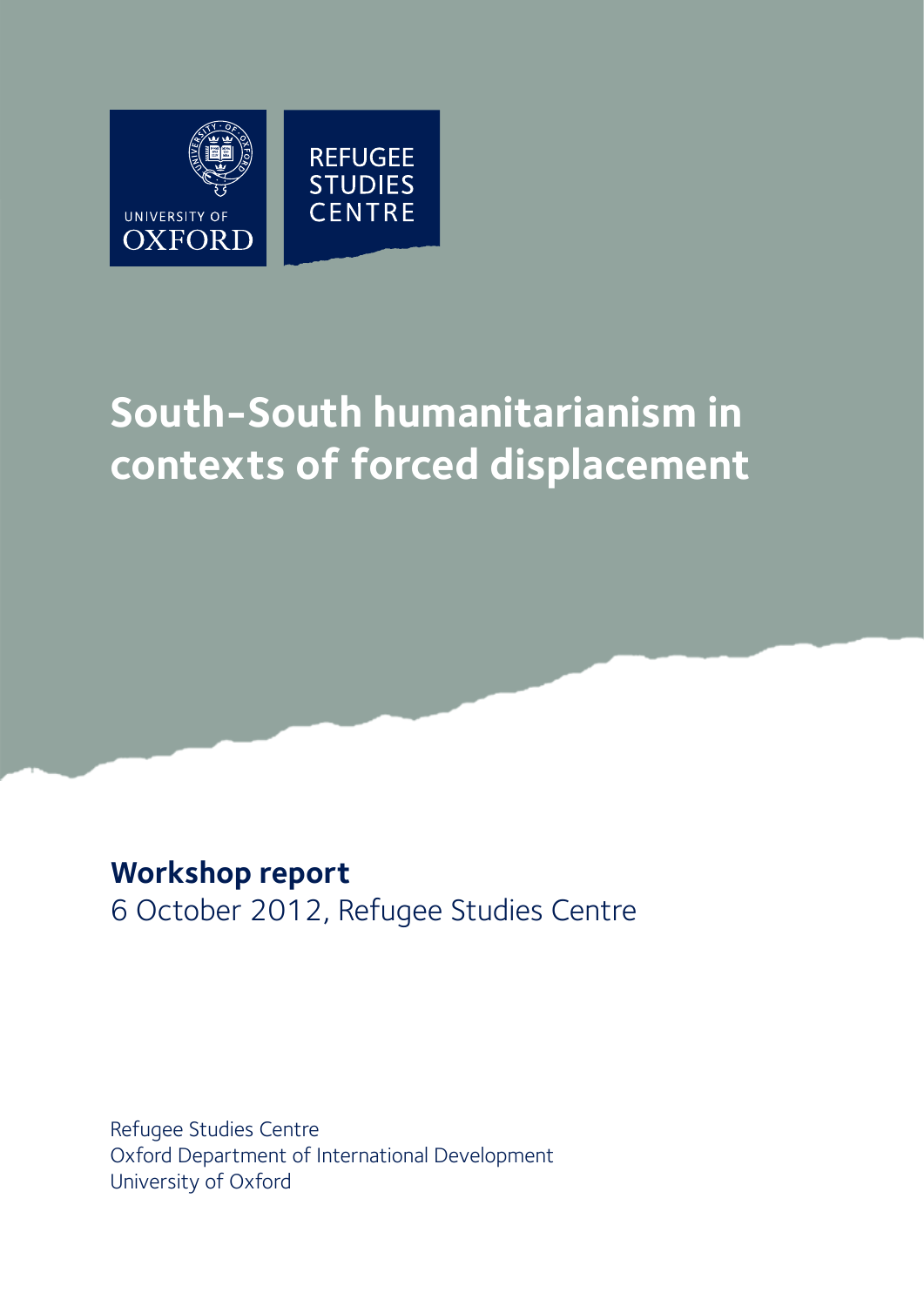UNIVERSITY OF OXFORD

REFUGEE STUDIES CENTRE

# South-South humanitarianism in contexts of forced displacement

## Workshop report

6 October 2012, Refugee Studies Centre

Refugee Studies Centre
Oxford Department of International Development
University of Oxford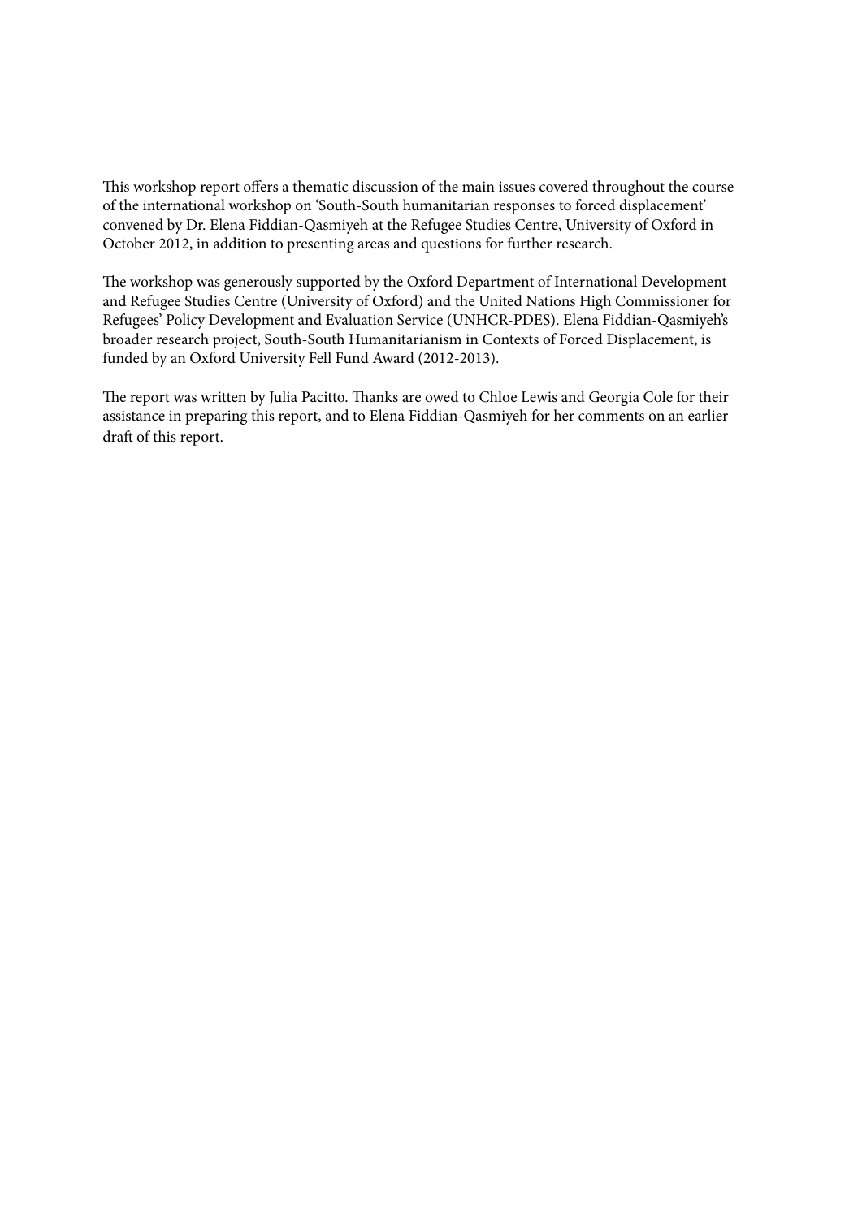This workshop report offers a thematic discussion of the main issues covered throughout the course of the international workshop on 'South-South humanitarian responses to forced displacement' convened by Dr. Elena Fiddian-Qasmiyeh at the Refugee Studies Centre, University of Oxford in October 2012, in addition to presenting areas and questions for further research.

The workshop was generously supported by the Oxford Department of International Development and Refugee Studies Centre (University of Oxford) and the United Nations High Commissioner for Refugees' Policy Development and Evaluation Service (UNHCR-PDES). Elena Fiddian-Qasmiyeh's broader research project, South-South Humanitarianism in Contexts of Forced Displacement, is funded by an Oxford University Fell Fund Award (2012-2013).

The report was written by Julia Pacitto. Thanks are owed to Chloe Lewis and Georgia Cole for their assistance in preparing this report, and to Elena Fiddian-Qasmiyeh for her comments on an earlier draft of this report.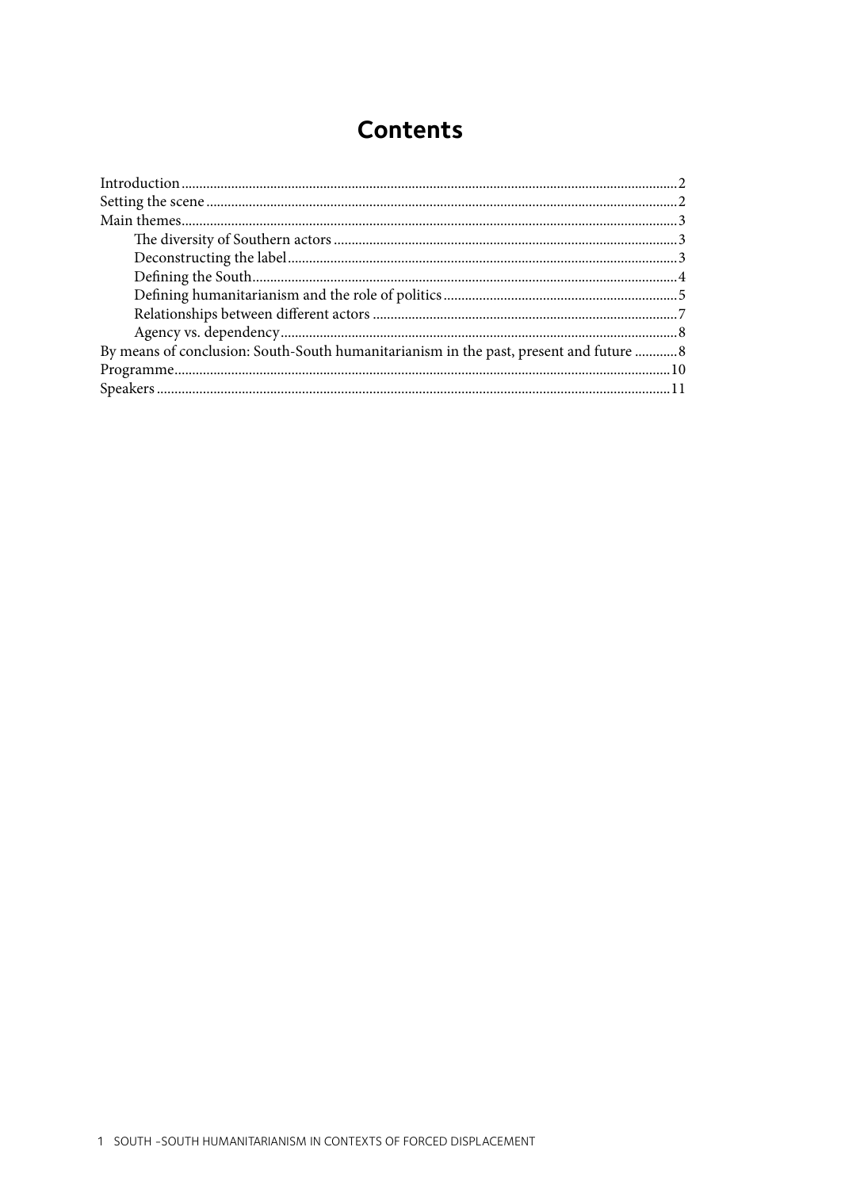# Contents

- Introduction ..... 2
- Setting the scene ..... 2
- Main themes ..... 3
  - The diversity of Southern actors ..... 3
  - Deconstructing the label ..... 3
  - Defining the South ..... 4
  - Defining humanitarianism and the role of politics ..... 5
  - Relationships between different actors ..... 7
  - Agency vs. dependency ..... 8
- By means of conclusion: South-South humanitarianism in the past, present and future ..... 8
- Programme ..... 10
- Speakers ..... 11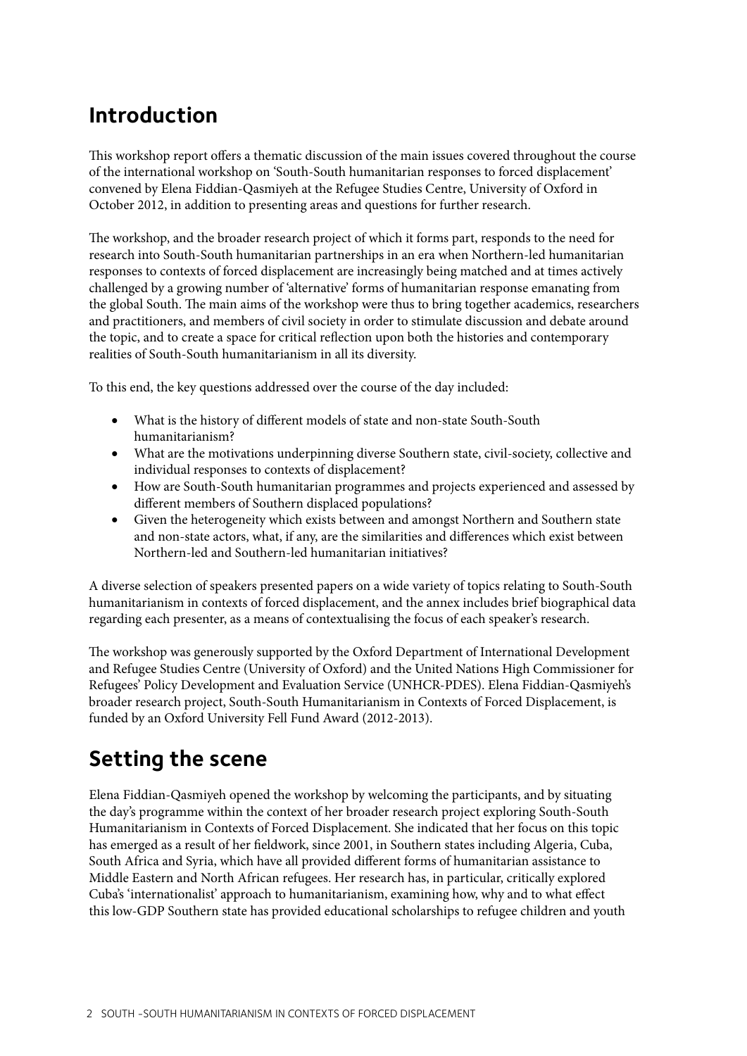## Introduction

This workshop report offers a thematic discussion of the main issues covered throughout the course of the international workshop on 'South-South humanitarian responses to forced displacement' convened by Elena Fiddian-Qasmiyeh at the Refugee Studies Centre, University of Oxford in October 2012, in addition to presenting areas and questions for further research.

The workshop, and the broader research project of which it forms part, responds to the need for research into South-South humanitarian partnerships in an era when Northern-led humanitarian responses to contexts of forced displacement are increasingly being matched and at times actively challenged by a growing number of 'alternative' forms of humanitarian response emanating from the global South. The main aims of the workshop were thus to bring together academics, researchers and practitioners, and members of civil society in order to stimulate discussion and debate around the topic, and to create a space for critical reflection upon both the histories and contemporary realities of South-South humanitarianism in all its diversity.

To this end, the key questions addressed over the course of the day included:

- What is the history of different models of state and non-state South-South humanitarianism?
- What are the motivations underpinning diverse Southern state, civil-society, collective and individual responses to contexts of displacement?
- How are South-South humanitarian programmes and projects experienced and assessed by different members of Southern displaced populations?
- Given the heterogeneity which exists between and amongst Northern and Southern state and non-state actors, what, if any, are the similarities and differences which exist between Northern-led and Southern-led humanitarian initiatives?

A diverse selection of speakers presented papers on a wide variety of topics relating to South-South humanitarianism in contexts of forced displacement, and the annex includes brief biographical data regarding each presenter, as a means of contextualising the focus of each speaker's research.

The workshop was generously supported by the Oxford Department of International Development and Refugee Studies Centre (University of Oxford) and the United Nations High Commissioner for Refugees' Policy Development and Evaluation Service (UNHCR-PDES). Elena Fiddian-Qasmiyeh's broader research project, South-South Humanitarianism in Contexts of Forced Displacement, is funded by an Oxford University Fell Fund Award (2012-2013).

## Setting the scene

Elena Fiddian-Qasmiyeh opened the workshop by welcoming the participants, and by situating the day's programme within the context of her broader research project exploring South-South Humanitarianism in Contexts of Forced Displacement. She indicated that her focus on this topic has emerged as a result of her fieldwork, since 2001, in Southern states including Algeria, Cuba, South Africa and Syria, which have all provided different forms of humanitarian assistance to Middle Eastern and North African refugees. Her research has, in particular, critically explored Cuba's 'internationalist' approach to humanitarianism, examining how, why and to what effect this low-GDP Southern state has provided educational scholarships to refugee children and youth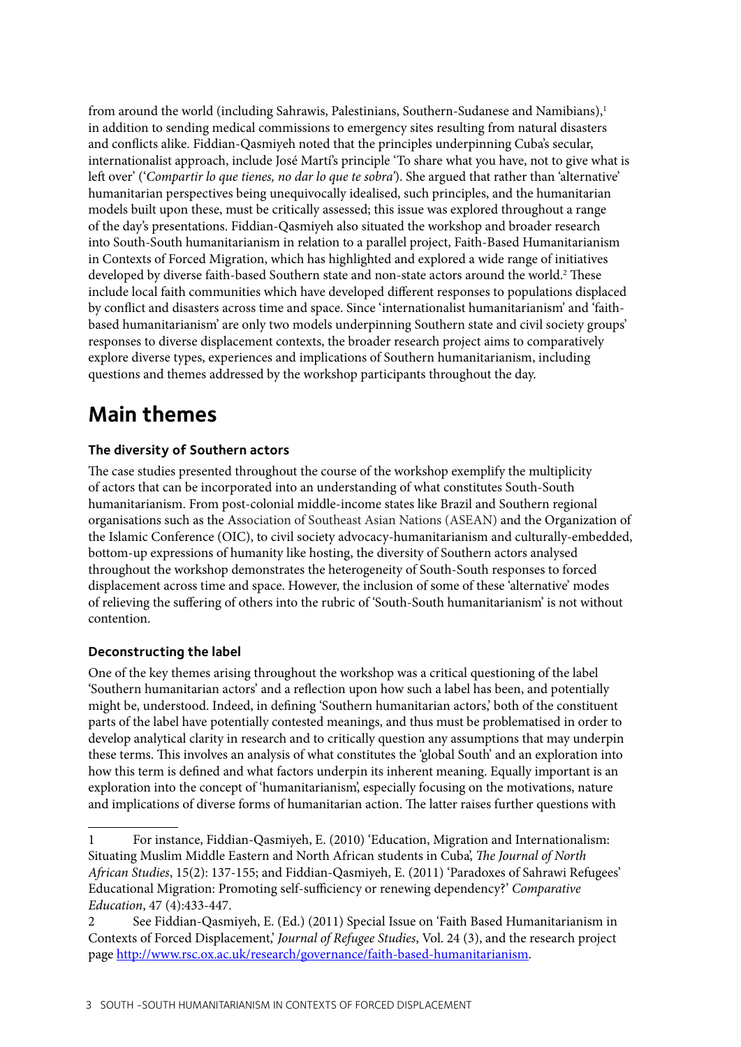from around the world (including Sahrawis, Palestinians, Southern-Sudanese and Namibians),[1] in addition to sending medical commissions to emergency sites resulting from natural disasters and conflicts alike. Fiddian-Qasmiyeh noted that the principles underpinning Cuba's secular, internationalist approach, include José Martí's principle 'To share what you have, not to give what is left over' ('*Compartir lo que tienes, no dar lo que te sobra*'). She argued that rather than 'alternative' humanitarian perspectives being unequivocally idealised, such principles, and the humanitarian models built upon these, must be critically assessed; this issue was explored throughout a range of the day's presentations. Fiddian-Qasmiyeh also situated the workshop and broader research into South-South humanitarianism in relation to a parallel project, Faith-Based Humanitarianism in Contexts of Forced Migration, which has highlighted and explored a wide range of initiatives developed by diverse faith-based Southern state and non-state actors around the world.[2] These include local faith communities which have developed different responses to populations displaced by conflict and disasters across time and space. Since 'internationalist humanitarianism' and 'faith-based humanitarianism' are only two models underpinning Southern state and civil society groups' responses to diverse displacement contexts, the broader research project aims to comparatively explore diverse types, experiences and implications of Southern humanitarianism, including questions and themes addressed by the workshop participants throughout the day.

## Main themes

### The diversity of Southern actors

The case studies presented throughout the course of the workshop exemplify the multiplicity of actors that can be incorporated into an understanding of what constitutes South-South humanitarianism. From post-colonial middle-income states like Brazil and Southern regional organisations such as the Association of Southeast Asian Nations (ASEAN) and the Organization of the Islamic Conference (OIC), to civil society advocacy-humanitarianism and culturally-embedded, bottom-up expressions of humanity like hosting, the diversity of Southern actors analysed throughout the workshop demonstrates the heterogeneity of South-South responses to forced displacement across time and space. However, the inclusion of some of these 'alternative' modes of relieving the suffering of others into the rubric of 'South-South humanitarianism' is not without contention.

### Deconstructing the label

One of the key themes arising throughout the workshop was a critical questioning of the label 'Southern humanitarian actors' and a reflection upon how such a label has been, and potentially might be, understood. Indeed, in defining 'Southern humanitarian actors,' both of the constituent parts of the label have potentially contested meanings, and thus must be problematised in order to develop analytical clarity in research and to critically question any assumptions that may underpin these terms. This involves an analysis of what constitutes the 'global South' and an exploration into how this term is defined and what factors underpin its inherent meaning. Equally important is an exploration into the concept of 'humanitarianism', especially focusing on the motivations, nature and implications of diverse forms of humanitarian action. The latter raises further questions with

---

1 For instance, Fiddian-Qasmiyeh, E. (2010) 'Education, Migration and Internationalism: Situating Muslim Middle Eastern and North African students in Cuba', *The Journal of North African Studies*, 15(2): 137-155; and Fiddian-Qasmiyeh, E. (2011) 'Paradoxes of Sahrawi Refugees' Educational Migration: Promoting self-sufficiency or renewing dependency?' *Comparative Education*, 47 (4):433-447.

2 See Fiddian-Qasmiyeh, E. (Ed.) (2011) Special Issue on 'Faith Based Humanitarianism in Contexts of Forced Displacement,' *Journal of Refugee Studies*, Vol. 24 (3), and the research project page http://www.rsc.ox.ac.uk/research/governance/faith-based-humanitarianism.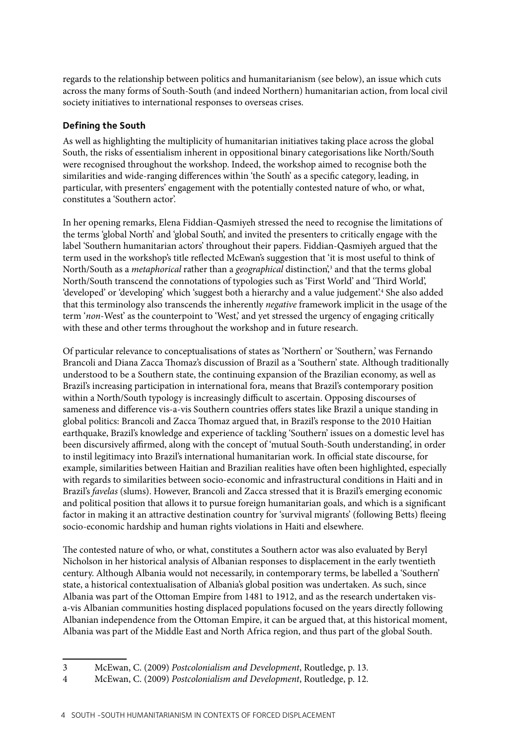regards to the relationship between politics and humanitarianism (see below), an issue which cuts across the many forms of South-South (and indeed Northern) humanitarian action, from local civil society initiatives to international responses to overseas crises.

### Defining the South

As well as highlighting the multiplicity of humanitarian initiatives taking place across the global South, the risks of essentialism inherent in oppositional binary categorisations like North/South were recognised throughout the workshop. Indeed, the workshop aimed to recognise both the similarities and wide-ranging differences within 'the South' as a specific category, leading, in particular, with presenters' engagement with the potentially contested nature of who, or what, constitutes a 'Southern actor'.

In her opening remarks, Elena Fiddian-Qasmiyeh stressed the need to recognise the limitations of the terms 'global North' and 'global South', and invited the presenters to critically engage with the label 'Southern humanitarian actors' throughout their papers. Fiddian-Qasmiyeh argued that the term used in the workshop's title reflected McEwan's suggestion that 'it is most useful to think of North/South as a *metaphorical* rather than a *geographical* distinction',[3] and that the terms global North/South transcend the connotations of typologies such as 'First World' and 'Third World', 'developed' or 'developing' which 'suggest both a hierarchy and a value judgement'.[4] She also added that this terminology also transcends the inherently *negative* framework implicit in the usage of the term '*non*-West' as the counterpoint to 'West,' and yet stressed the urgency of engaging critically with these and other terms throughout the workshop and in future research.

Of particular relevance to conceptualisations of states as 'Northern' or 'Southern,' was Fernando Brancoli and Diana Zacca Thomaz's discussion of Brazil as a 'Southern' state. Although traditionally understood to be a Southern state, the continuing expansion of the Brazilian economy, as well as Brazil's increasing participation in international fora, means that Brazil's contemporary position within a North/South typology is increasingly difficult to ascertain. Opposing discourses of sameness and difference vis-a-vis Southern countries offers states like Brazil a unique standing in global politics: Brancoli and Zacca Thomaz argued that, in Brazil's response to the 2010 Haitian earthquake, Brazil's knowledge and experience of tackling 'Southern' issues on a domestic level has been discursively affirmed, along with the concept of 'mutual South-South understanding', in order to instil legitimacy into Brazil's international humanitarian work. In official state discourse, for example, similarities between Haitian and Brazilian realities have often been highlighted, especially with regards to similarities between socio-economic and infrastructural conditions in Haiti and in Brazil's *favelas* (slums). However, Brancoli and Zacca stressed that it is Brazil's emerging economic and political position that allows it to pursue foreign humanitarian goals, and which is a significant factor in making it an attractive destination country for 'survival migrants' (following Betts) fleeing socio-economic hardship and human rights violations in Haiti and elsewhere.

The contested nature of who, or what, constitutes a Southern actor was also evaluated by Beryl Nicholson in her historical analysis of Albanian responses to displacement in the early twentieth century. Although Albania would not necessarily, in contemporary terms, be labelled a 'Southern' state, a historical contextualisation of Albania's global position was undertaken. As such, since Albania was part of the Ottoman Empire from 1481 to 1912, and as the research undertaken vis-a-vis Albanian communities hosting displaced populations focused on the years directly following Albanian independence from the Ottoman Empire, it can be argued that, at this historical moment, Albania was part of the Middle East and North Africa region, and thus part of the global South.

---

3 McEwan, C. (2009) *Postcolonialism and Development*, Routledge, p. 13.

4 McEwan, C. (2009) *Postcolonialism and Development*, Routledge, p. 12.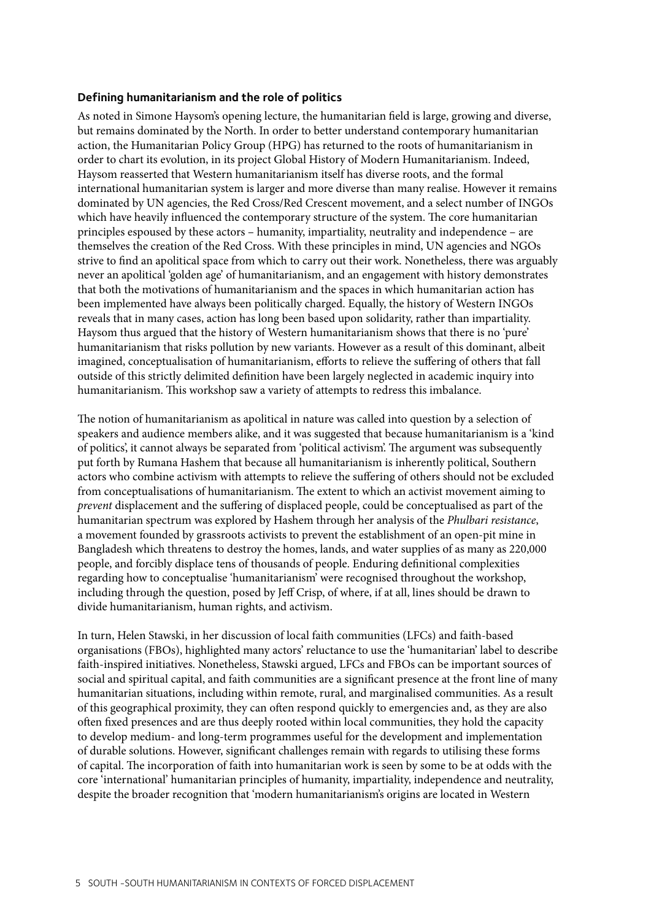### Defining humanitarianism and the role of politics

As noted in Simone Haysom's opening lecture, the humanitarian field is large, growing and diverse, but remains dominated by the North. In order to better understand contemporary humanitarian action, the Humanitarian Policy Group (HPG) has returned to the roots of humanitarianism in order to chart its evolution, in its project Global History of Modern Humanitarianism. Indeed, Haysom reasserted that Western humanitarianism itself has diverse roots, and the formal international humanitarian system is larger and more diverse than many realise. However it remains dominated by UN agencies, the Red Cross/Red Crescent movement, and a select number of INGOs which have heavily influenced the contemporary structure of the system. The core humanitarian principles espoused by these actors – humanity, impartiality, neutrality and independence – are themselves the creation of the Red Cross. With these principles in mind, UN agencies and NGOs strive to find an apolitical space from which to carry out their work. Nonetheless, there was arguably never an apolitical 'golden age' of humanitarianism, and an engagement with history demonstrates that both the motivations of humanitarianism and the spaces in which humanitarian action has been implemented have always been politically charged. Equally, the history of Western INGOs reveals that in many cases, action has long been based upon solidarity, rather than impartiality. Haysom thus argued that the history of Western humanitarianism shows that there is no 'pure' humanitarianism that risks pollution by new variants. However as a result of this dominant, albeit imagined, conceptualisation of humanitarianism, efforts to relieve the suffering of others that fall outside of this strictly delimited definition have been largely neglected in academic inquiry into humanitarianism. This workshop saw a variety of attempts to redress this imbalance.

The notion of humanitarianism as apolitical in nature was called into question by a selection of speakers and audience members alike, and it was suggested that because humanitarianism is a 'kind of politics', it cannot always be separated from 'political activism'. The argument was subsequently put forth by Rumana Hashem that because all humanitarianism is inherently political, Southern actors who combine activism with attempts to relieve the suffering of others should not be excluded from conceptualisations of humanitarianism. The extent to which an activist movement aiming to *prevent* displacement and the suffering of displaced people, could be conceptualised as part of the humanitarian spectrum was explored by Hashem through her analysis of the *Phulbari resistance*, a movement founded by grassroots activists to prevent the establishment of an open-pit mine in Bangladesh which threatens to destroy the homes, lands, and water supplies of as many as 220,000 people, and forcibly displace tens of thousands of people. Enduring definitional complexities regarding how to conceptualise 'humanitarianism' were recognised throughout the workshop, including through the question, posed by Jeff Crisp, of where, if at all, lines should be drawn to divide humanitarianism, human rights, and activism.

In turn, Helen Stawski, in her discussion of local faith communities (LFCs) and faith-based organisations (FBOs), highlighted many actors' reluctance to use the 'humanitarian' label to describe faith-inspired initiatives. Nonetheless, Stawski argued, LFCs and FBOs can be important sources of social and spiritual capital, and faith communities are a significant presence at the front line of many humanitarian situations, including within remote, rural, and marginalised communities. As a result of this geographical proximity, they can often respond quickly to emergencies and, as they are also often fixed presences and are thus deeply rooted within local communities, they hold the capacity to develop medium- and long-term programmes useful for the development and implementation of durable solutions. However, significant challenges remain with regards to utilising these forms of capital. The incorporation of faith into humanitarian work is seen by some to be at odds with the core 'international' humanitarian principles of humanity, impartiality, independence and neutrality, despite the broader recognition that 'modern humanitarianism's origins are located in Western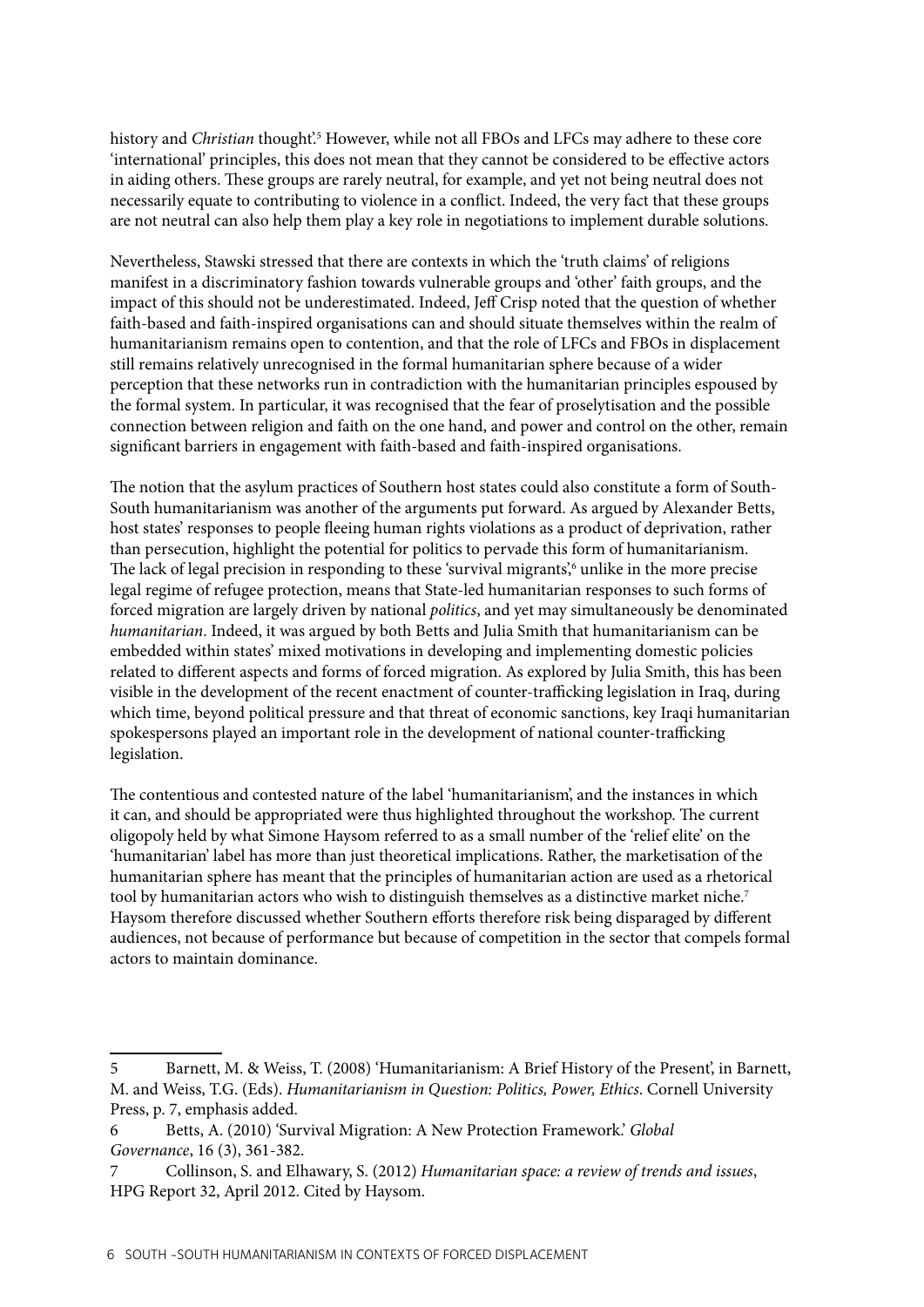history and *Christian* thought'.[5] However, while not all FBOs and LFCs may adhere to these core 'international' principles, this does not mean that they cannot be considered to be effective actors in aiding others. These groups are rarely neutral, for example, and yet not being neutral does not necessarily equate to contributing to violence in a conflict. Indeed, the very fact that these groups are not neutral can also help them play a key role in negotiations to implement durable solutions.

Nevertheless, Stawski stressed that there are contexts in which the 'truth claims' of religions manifest in a discriminatory fashion towards vulnerable groups and 'other' faith groups, and the impact of this should not be underestimated. Indeed, Jeff Crisp noted that the question of whether faith-based and faith-inspired organisations can and should situate themselves within the realm of humanitarianism remains open to contention, and that the role of LFCs and FBOs in displacement still remains relatively unrecognised in the formal humanitarian sphere because of a wider perception that these networks run in contradiction with the humanitarian principles espoused by the formal system. In particular, it was recognised that the fear of proselytisation and the possible connection between religion and faith on the one hand, and power and control on the other, remain significant barriers in engagement with faith-based and faith-inspired organisations.

The notion that the asylum practices of Southern host states could also constitute a form of South-South humanitarianism was another of the arguments put forward. As argued by Alexander Betts, host states' responses to people fleeing human rights violations as a product of deprivation, rather than persecution, highlight the potential for politics to pervade this form of humanitarianism. The lack of legal precision in responding to these 'survival migrants',[6] unlike in the more precise legal regime of refugee protection, means that State-led humanitarian responses to such forms of forced migration are largely driven by national *politics*, and yet may simultaneously be denominated *humanitarian*. Indeed, it was argued by both Betts and Julia Smith that humanitarianism can be embedded within states' mixed motivations in developing and implementing domestic policies related to different aspects and forms of forced migration. As explored by Julia Smith, this has been visible in the development of the recent enactment of counter-trafficking legislation in Iraq, during which time, beyond political pressure and that threat of economic sanctions, key Iraqi humanitarian spokespersons played an important role in the development of national counter-trafficking legislation.

The contentious and contested nature of the label 'humanitarianism', and the instances in which it can, and should be appropriated were thus highlighted throughout the workshop. The current oligopoly held by what Simone Haysom referred to as a small number of the 'relief elite' on the 'humanitarian' label has more than just theoretical implications. Rather, the marketisation of the humanitarian sphere has meant that the principles of humanitarian action are used as a rhetorical tool by humanitarian actors who wish to distinguish themselves as a distinctive market niche.[7] Haysom therefore discussed whether Southern efforts therefore risk being disparaged by different audiences, not because of performance but because of competition in the sector that compels formal actors to maintain dominance.

---

5 Barnett, M. & Weiss, T. (2008) 'Humanitarianism: A Brief History of the Present', in Barnett, M. and Weiss, T.G. (Eds). *Humanitarianism in Question: Politics, Power, Ethics*. Cornell University Press, p. 7, emphasis added.

6 Betts, A. (2010) 'Survival Migration: A New Protection Framework.' *Global Governance*, 16 (3), 361-382.

7 Collinson, S. and Elhawary, S. (2012) *Humanitarian space: a review of trends and issues*, HPG Report 32, April 2012. Cited by Haysom.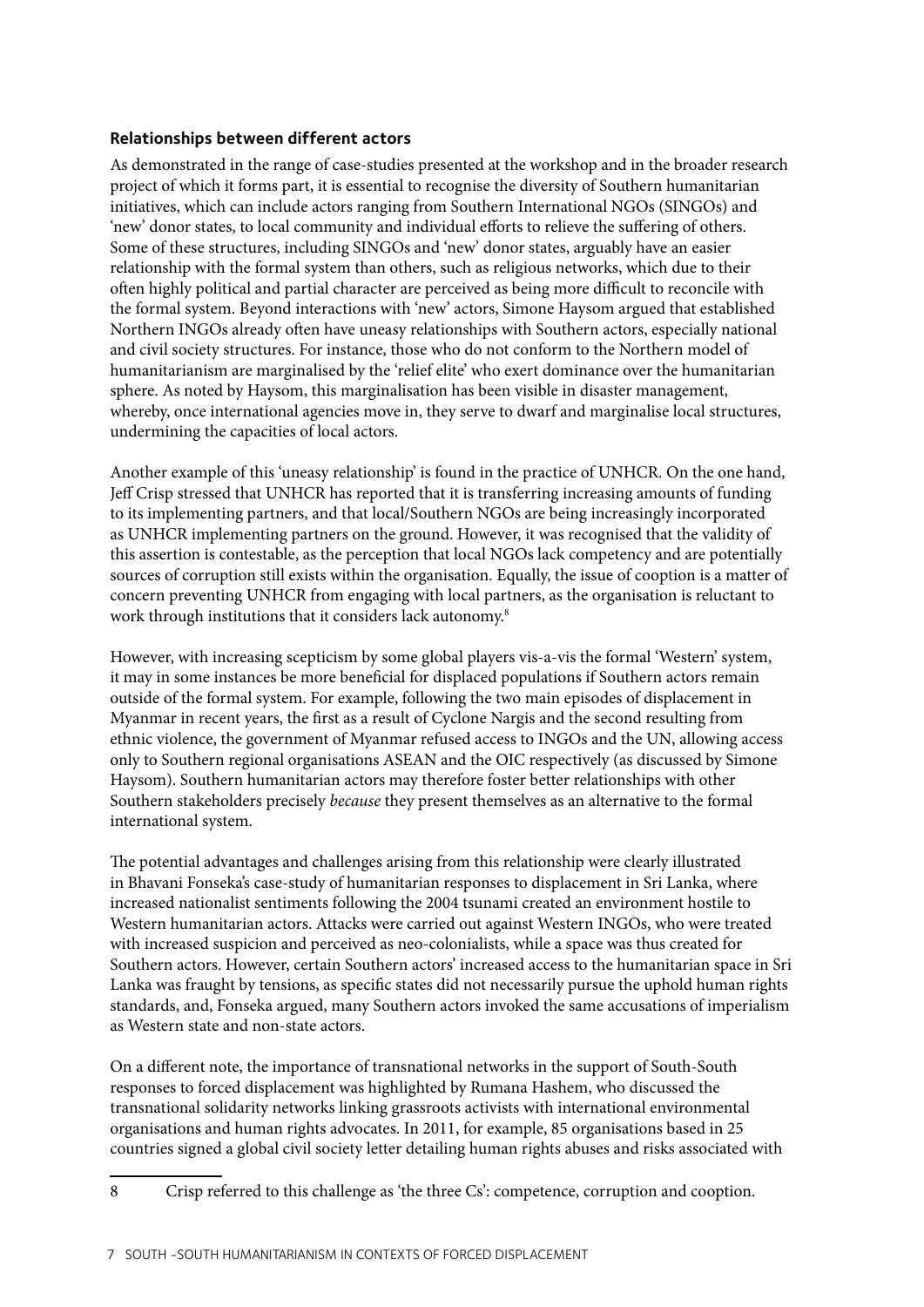### Relationships between different actors

As demonstrated in the range of case-studies presented at the workshop and in the broader research project of which it forms part, it is essential to recognise the diversity of Southern humanitarian initiatives, which can include actors ranging from Southern International NGOs (SINGOs) and 'new' donor states, to local community and individual efforts to relieve the suffering of others. Some of these structures, including SINGOs and 'new' donor states, arguably have an easier relationship with the formal system than others, such as religious networks, which due to their often highly political and partial character are perceived as being more difficult to reconcile with the formal system. Beyond interactions with 'new' actors, Simone Haysom argued that established Northern INGOs already often have uneasy relationships with Southern actors, especially national and civil society structures. For instance, those who do not conform to the Northern model of humanitarianism are marginalised by the 'relief elite' who exert dominance over the humanitarian sphere. As noted by Haysom, this marginalisation has been visible in disaster management, whereby, once international agencies move in, they serve to dwarf and marginalise local structures, undermining the capacities of local actors.

Another example of this 'uneasy relationship' is found in the practice of UNHCR. On the one hand, Jeff Crisp stressed that UNHCR has reported that it is transferring increasing amounts of funding to its implementing partners, and that local/Southern NGOs are being increasingly incorporated as UNHCR implementing partners on the ground. However, it was recognised that the validity of this assertion is contestable, as the perception that local NGOs lack competency and are potentially sources of corruption still exists within the organisation. Equally, the issue of cooption is a matter of concern preventing UNHCR from engaging with local partners, as the organisation is reluctant to work through institutions that it considers lack autonomy.[8]

However, with increasing scepticism by some global players vis-a-vis the formal 'Western' system, it may in some instances be more beneficial for displaced populations if Southern actors remain outside of the formal system. For example, following the two main episodes of displacement in Myanmar in recent years, the first as a result of Cyclone Nargis and the second resulting from ethnic violence, the government of Myanmar refused access to INGOs and the UN, allowing access only to Southern regional organisations ASEAN and the OIC respectively (as discussed by Simone Haysom). Southern humanitarian actors may therefore foster better relationships with other Southern stakeholders precisely *because* they present themselves as an alternative to the formal international system.

The potential advantages and challenges arising from this relationship were clearly illustrated in Bhavani Fonseka's case-study of humanitarian responses to displacement in Sri Lanka, where increased nationalist sentiments following the 2004 tsunami created an environment hostile to Western humanitarian actors. Attacks were carried out against Western INGOs, who were treated with increased suspicion and perceived as neo-colonialists, while a space was thus created for Southern actors. However, certain Southern actors' increased access to the humanitarian space in Sri Lanka was fraught by tensions, as specific states did not necessarily pursue the uphold human rights standards, and, Fonseka argued, many Southern actors invoked the same accusations of imperialism as Western state and non-state actors.

On a different note, the importance of transnational networks in the support of South-South responses to forced displacement was highlighted by Rumana Hashem, who discussed the transnational solidarity networks linking grassroots activists with international environmental organisations and human rights advocates. In 2011, for example, 85 organisations based in 25 countries signed a global civil society letter detailing human rights abuses and risks associated with

---

8 Crisp referred to this challenge as 'the three Cs': competence, corruption and cooption.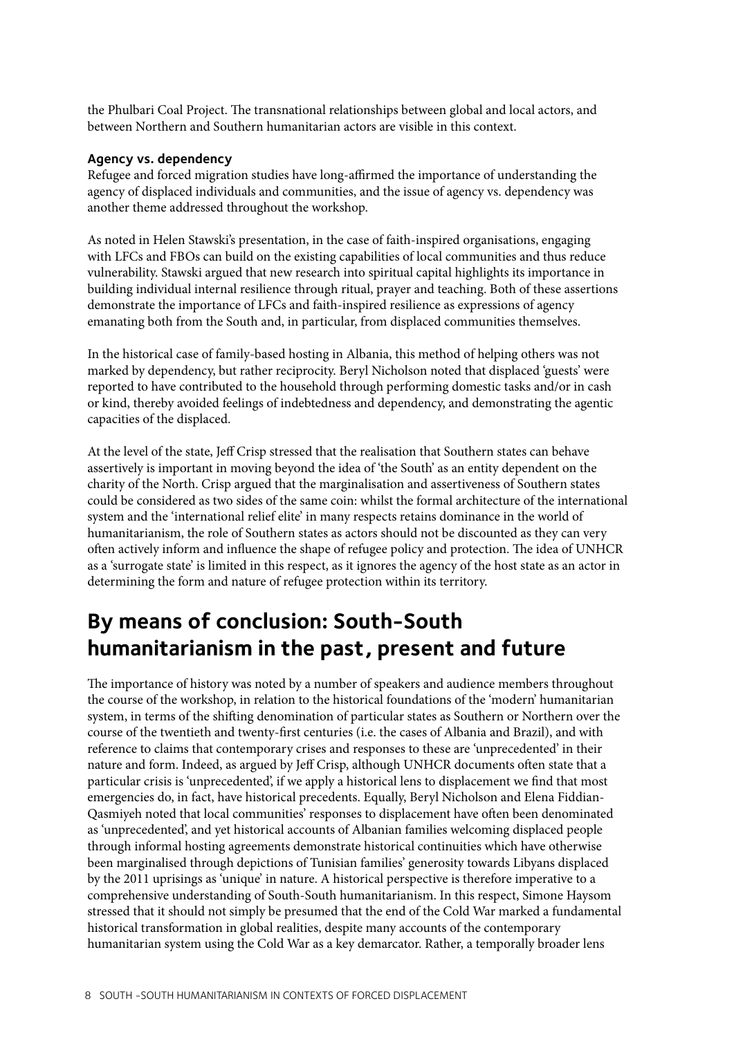the Phulbari Coal Project. The transnational relationships between global and local actors, and between Northern and Southern humanitarian actors are visible in this context.

### Agency vs. dependency

Refugee and forced migration studies have long-affirmed the importance of understanding the agency of displaced individuals and communities, and the issue of agency vs. dependency was another theme addressed throughout the workshop.

As noted in Helen Stawski's presentation, in the case of faith-inspired organisations, engaging with LFCs and FBOs can build on the existing capabilities of local communities and thus reduce vulnerability. Stawski argued that new research into spiritual capital highlights its importance in building individual internal resilience through ritual, prayer and teaching. Both of these assertions demonstrate the importance of LFCs and faith-inspired resilience as expressions of agency emanating both from the South and, in particular, from displaced communities themselves.

In the historical case of family-based hosting in Albania, this method of helping others was not marked by dependency, but rather reciprocity. Beryl Nicholson noted that displaced 'guests' were reported to have contributed to the household through performing domestic tasks and/or in cash or kind, thereby avoided feelings of indebtedness and dependency, and demonstrating the agentic capacities of the displaced.

At the level of the state, Jeff Crisp stressed that the realisation that Southern states can behave assertively is important in moving beyond the idea of 'the South' as an entity dependent on the charity of the North. Crisp argued that the marginalisation and assertiveness of Southern states could be considered as two sides of the same coin: whilst the formal architecture of the international system and the 'international relief elite' in many respects retains dominance in the world of humanitarianism, the role of Southern states as actors should not be discounted as they can very often actively inform and influence the shape of refugee policy and protection. The idea of UNHCR as a 'surrogate state' is limited in this respect, as it ignores the agency of the host state as an actor in determining the form and nature of refugee protection within its territory.

## By means of conclusion: South-South humanitarianism in the past, present and future

The importance of history was noted by a number of speakers and audience members throughout the course of the workshop, in relation to the historical foundations of the 'modern' humanitarian system, in terms of the shifting denomination of particular states as Southern or Northern over the course of the twentieth and twenty-first centuries (i.e. the cases of Albania and Brazil), and with reference to claims that contemporary crises and responses to these are 'unprecedented' in their nature and form. Indeed, as argued by Jeff Crisp, although UNHCR documents often state that a particular crisis is 'unprecedented', if we apply a historical lens to displacement we find that most emergencies do, in fact, have historical precedents. Equally, Beryl Nicholson and Elena Fiddian-Qasmiyeh noted that local communities' responses to displacement have often been denominated as 'unprecedented', and yet historical accounts of Albanian families welcoming displaced people through informal hosting agreements demonstrate historical continuities which have otherwise been marginalised through depictions of Tunisian families' generosity towards Libyans displaced by the 2011 uprisings as 'unique' in nature. A historical perspective is therefore imperative to a comprehensive understanding of South-South humanitarianism. In this respect, Simone Haysom stressed that it should not simply be presumed that the end of the Cold War marked a fundamental historical transformation in global realities, despite many accounts of the contemporary humanitarian system using the Cold War as a key demarcator. Rather, a temporally broader lens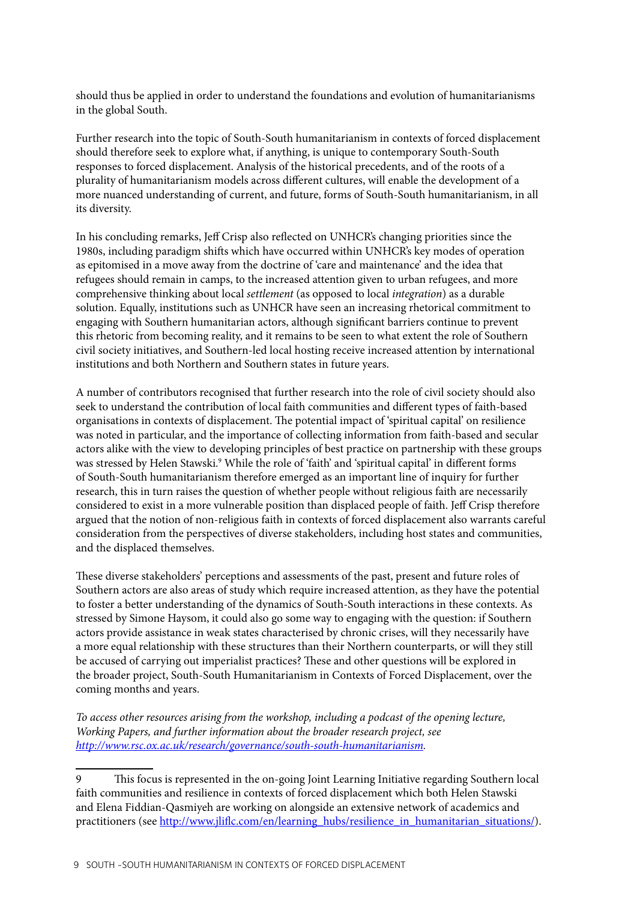should thus be applied in order to understand the foundations and evolution of humanitarianisms in the global South.

Further research into the topic of South-South humanitarianism in contexts of forced displacement should therefore seek to explore what, if anything, is unique to contemporary South-South responses to forced displacement. Analysis of the historical precedents, and of the roots of a plurality of humanitarianism models across different cultures, will enable the development of a more nuanced understanding of current, and future, forms of South-South humanitarianism, in all its diversity.

In his concluding remarks, Jeff Crisp also reflected on UNHCR's changing priorities since the 1980s, including paradigm shifts which have occurred within UNHCR's key modes of operation as epitomised in a move away from the doctrine of 'care and maintenance' and the idea that refugees should remain in camps, to the increased attention given to urban refugees, and more comprehensive thinking about local *settlement* (as opposed to local *integration*) as a durable solution. Equally, institutions such as UNHCR have seen an increasing rhetorical commitment to engaging with Southern humanitarian actors, although significant barriers continue to prevent this rhetoric from becoming reality, and it remains to be seen to what extent the role of Southern civil society initiatives, and Southern-led local hosting receive increased attention by international institutions and both Northern and Southern states in future years.

A number of contributors recognised that further research into the role of civil society should also seek to understand the contribution of local faith communities and different types of faith-based organisations in contexts of displacement. The potential impact of 'spiritual capital' on resilience was noted in particular, and the importance of collecting information from faith-based and secular actors alike with the view to developing principles of best practice on partnership with these groups was stressed by Helen Stawski.[9] While the role of 'faith' and 'spiritual capital' in different forms of South-South humanitarianism therefore emerged as an important line of inquiry for further research, this in turn raises the question of whether people without religious faith are necessarily considered to exist in a more vulnerable position than displaced people of faith. Jeff Crisp therefore argued that the notion of non-religious faith in contexts of forced displacement also warrants careful consideration from the perspectives of diverse stakeholders, including host states and communities, and the displaced themselves.

These diverse stakeholders' perceptions and assessments of the past, present and future roles of Southern actors are also areas of study which require increased attention, as they have the potential to foster a better understanding of the dynamics of South-South interactions in these contexts. As stressed by Simone Haysom, it could also go some way to engaging with the question: if Southern actors provide assistance in weak states characterised by chronic crises, will they necessarily have a more equal relationship with these structures than their Northern counterparts, or will they still be accused of carrying out imperialist practices? These and other questions will be explored in the broader project, South-South Humanitarianism in Contexts of Forced Displacement, over the coming months and years.

*To access other resources arising from the workshop, including a podcast of the opening lecture, Working Papers, and further information about the broader research project, see [http://www.rsc.ox.ac.uk/research/governance/south-south-humanitarianism](http://www.rsc.ox.ac.uk/research/governance/south-south-humanitarianism).*

---

9 This focus is represented in the on-going Joint Learning Initiative regarding Southern local faith communities and resilience in contexts of forced displacement which both Helen Stawski and Elena Fiddian-Qasmiyeh are working on alongside an extensive network of academics and practitioners (see [http://www.jliflc.com/en/learning_hubs/resilience_in_humanitarian_situations/](http://www.jliflc.com/en/learning_hubs/resilience_in_humanitarian_situations/)).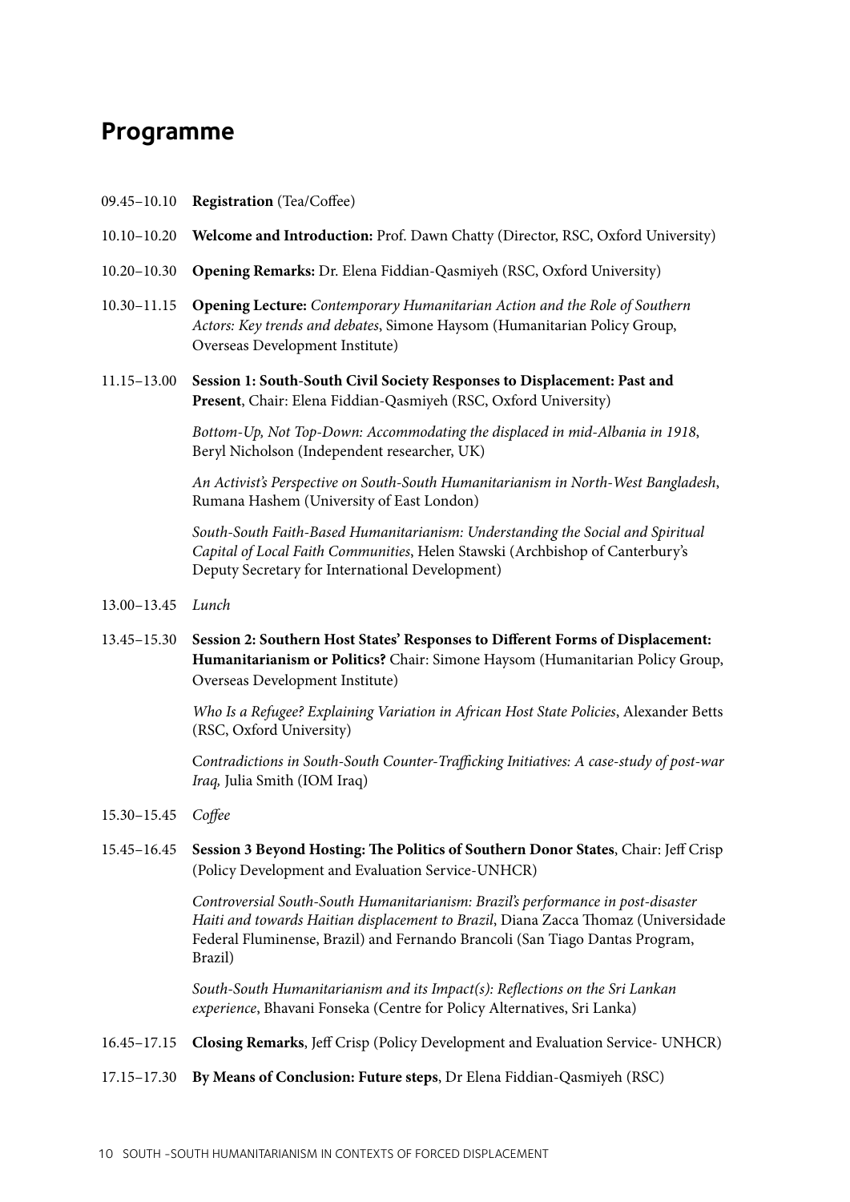## Programme

09.45–10.10 **Registration** (Tea/Coffee)

10.10–10.20 **Welcome and Introduction:** Prof. Dawn Chatty (Director, RSC, Oxford University)

10.20–10.30 **Opening Remarks:** Dr. Elena Fiddian-Qasmiyeh (RSC, Oxford University)

10.30–11.15 **Opening Lecture:** *Contemporary Humanitarian Action and the Role of Southern Actors: Key trends and debates*, Simone Haysom (Humanitarian Policy Group, Overseas Development Institute)

11.15–13.00 **Session 1: South-South Civil Society Responses to Displacement: Past and Present**, Chair: Elena Fiddian-Qasmiyeh (RSC, Oxford University)

*Bottom-Up, Not Top-Down: Accommodating the displaced in mid-Albania in 1918*, Beryl Nicholson (Independent researcher, UK)

*An Activist's Perspective on South-South Humanitarianism in North-West Bangladesh*, Rumana Hashem (University of East London)

*South-South Faith-Based Humanitarianism: Understanding the Social and Spiritual Capital of Local Faith Communities*, Helen Stawski (Archbishop of Canterbury's Deputy Secretary for International Development)

13.00–13.45 *Lunch*

13.45–15.30 **Session 2: Southern Host States' Responses to Different Forms of Displacement: Humanitarianism or Politics?** Chair: Simone Haysom (Humanitarian Policy Group, Overseas Development Institute)

*Who Is a Refugee? Explaining Variation in African Host State Policies*, Alexander Betts (RSC, Oxford University)

C*ontradictions in South-South Counter-Trafficking Initiatives: A case-study of post-war Iraq,* Julia Smith (IOM Iraq)

15.30–15.45 *Coffee*

15.45–16.45 **Session 3 Beyond Hosting: The Politics of Southern Donor States**, Chair: Jeff Crisp (Policy Development and Evaluation Service-UNHCR)

*Controversial South-South Humanitarianism: Brazil's performance in post-disaster Haiti and towards Haitian displacement to Brazil*, Diana Zacca Thomaz (Universidade Federal Fluminense, Brazil) and Fernando Brancoli (San Tiago Dantas Program, Brazil)

*South-South Humanitarianism and its Impact(s): Reflections on the Sri Lankan experience*, Bhavani Fonseka (Centre for Policy Alternatives, Sri Lanka)

16.45–17.15 **Closing Remarks**, Jeff Crisp (Policy Development and Evaluation Service- UNHCR)

17.15–17.30 **By Means of Conclusion: Future steps**, Dr Elena Fiddian-Qasmiyeh (RSC)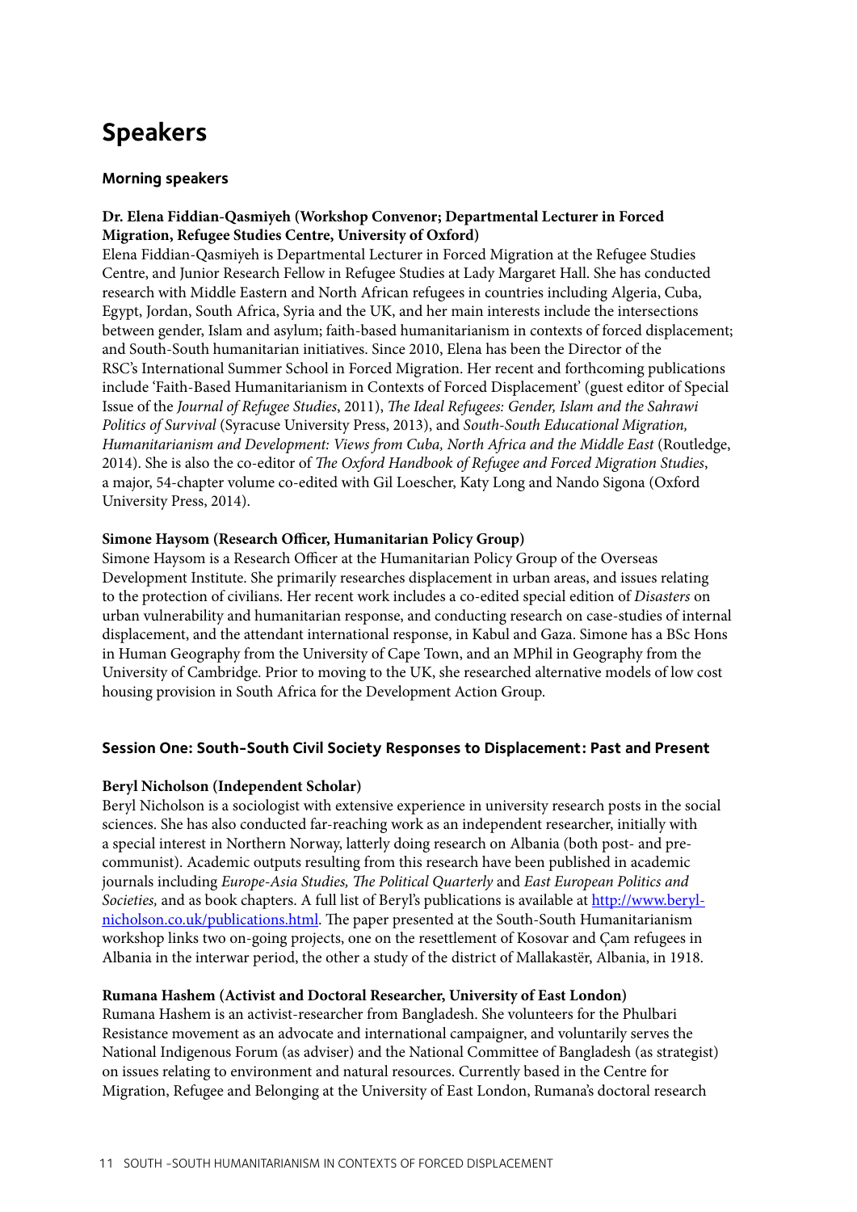# Speakers

## Morning speakers

**Dr. Elena Fiddian-Qasmiyeh (Workshop Convenor; Departmental Lecturer in Forced Migration, Refugee Studies Centre, University of Oxford)**

Elena Fiddian-Qasmiyeh is Departmental Lecturer in Forced Migration at the Refugee Studies Centre, and Junior Research Fellow in Refugee Studies at Lady Margaret Hall. She has conducted research with Middle Eastern and North African refugees in countries including Algeria, Cuba, Egypt, Jordan, South Africa, Syria and the UK, and her main interests include the intersections between gender, Islam and asylum; faith-based humanitarianism in contexts of forced displacement; and South-South humanitarian initiatives. Since 2010, Elena has been the Director of the RSC's International Summer School in Forced Migration. Her recent and forthcoming publications include 'Faith-Based Humanitarianism in Contexts of Forced Displacement' (guest editor of Special Issue of the *Journal of Refugee Studies*, 2011), *The Ideal Refugees: Gender, Islam and the Sahrawi Politics of Survival* (Syracuse University Press, 2013), and *South-South Educational Migration, Humanitarianism and Development: Views from Cuba, North Africa and the Middle East* (Routledge, 2014). She is also the co-editor of *The Oxford Handbook of Refugee and Forced Migration Studies*, a major, 54-chapter volume co-edited with Gil Loescher, Katy Long and Nando Sigona (Oxford University Press, 2014).

**Simone Haysom (Research Officer, Humanitarian Policy Group)**

Simone Haysom is a Research Officer at the Humanitarian Policy Group of the Overseas Development Institute. She primarily researches displacement in urban areas, and issues relating to the protection of civilians. Her recent work includes a co-edited special edition of *Disasters* on urban vulnerability and humanitarian response, and conducting research on case-studies of internal displacement, and the attendant international response, in Kabul and Gaza. Simone has a BSc Hons in Human Geography from the University of Cape Town, and an MPhil in Geography from the University of Cambridge. Prior to moving to the UK, she researched alternative models of low cost housing provision in South Africa for the Development Action Group.

## Session One: South-South Civil Society Responses to Displacement: Past and Present

**Beryl Nicholson (Independent Scholar)**

Beryl Nicholson is a sociologist with extensive experience in university research posts in the social sciences. She has also conducted far-reaching work as an independent researcher, initially with a special interest in Northern Norway, latterly doing research on Albania (both post- and pre-communist). Academic outputs resulting from this research have been published in academic journals including *Europe-Asia Studies, The Political Quarterly* and *East European Politics and Societies,* and as book chapters. A full list of Beryl's publications is available at [http://www.beryl-nicholson.co.uk/publications.html](http://www.beryl-nicholson.co.uk/publications.html). The paper presented at the South-South Humanitarianism workshop links two on-going projects, one on the resettlement of Kosovar and Çam refugees in Albania in the interwar period, the other a study of the district of Mallakastër, Albania, in 1918.

**Rumana Hashem (Activist and Doctoral Researcher, University of East London)**

Rumana Hashem is an activist-researcher from Bangladesh. She volunteers for the Phulbari Resistance movement as an advocate and international campaigner, and voluntarily serves the National Indigenous Forum (as adviser) and the National Committee of Bangladesh (as strategist) on issues relating to environment and natural resources. Currently based in the Centre for Migration, Refugee and Belonging at the University of East London, Rumana's doctoral research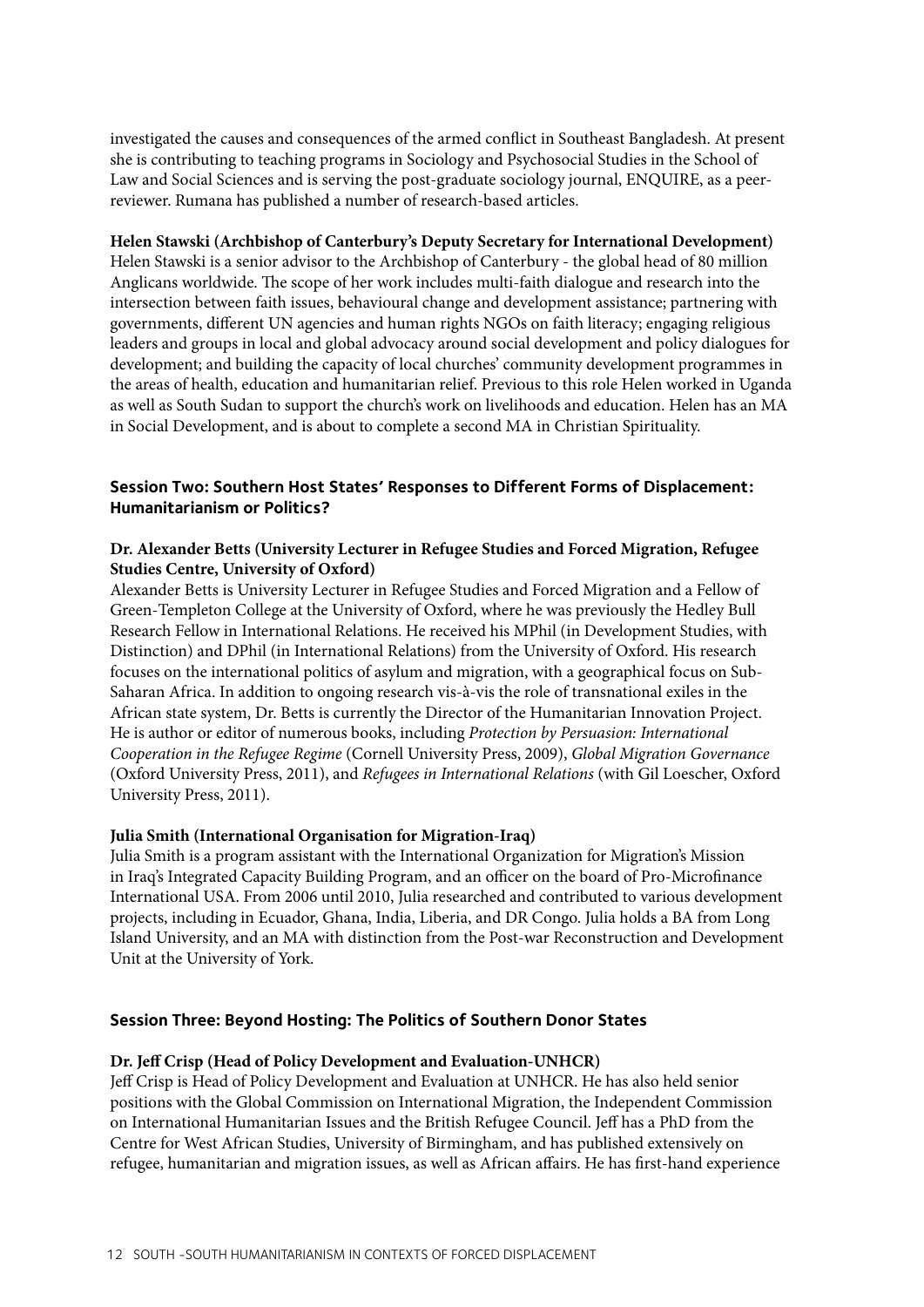investigated the causes and consequences of the armed conflict in Southeast Bangladesh. At present she is contributing to teaching programs in Sociology and Psychosocial Studies in the School of Law and Social Sciences and is serving the post-graduate sociology journal, ENQUIRE, as a peer-reviewer. Rumana has published a number of research-based articles.

**Helen Stawski (Archbishop of Canterbury's Deputy Secretary for International Development)**
Helen Stawski is a senior advisor to the Archbishop of Canterbury - the global head of 80 million Anglicans worldwide. The scope of her work includes multi-faith dialogue and research into the intersection between faith issues, behavioural change and development assistance; partnering with governments, different UN agencies and human rights NGOs on faith literacy; engaging religious leaders and groups in local and global advocacy around social development and policy dialogues for development; and building the capacity of local churches' community development programmes in the areas of health, education and humanitarian relief. Previous to this role Helen worked in Uganda as well as South Sudan to support the church's work on livelihoods and education. Helen has an MA in Social Development, and is about to complete a second MA in Christian Spirituality.

### Session Two: Southern Host States' Responses to Different Forms of Displacement: Humanitarianism or Politics?

**Dr. Alexander Betts (University Lecturer in Refugee Studies and Forced Migration, Refugee Studies Centre, University of Oxford)**
Alexander Betts is University Lecturer in Refugee Studies and Forced Migration and a Fellow of Green-Templeton College at the University of Oxford, where he was previously the Hedley Bull Research Fellow in International Relations. He received his MPhil (in Development Studies, with Distinction) and DPhil (in International Relations) from the University of Oxford. His research focuses on the international politics of asylum and migration, with a geographical focus on Sub-Saharan Africa. In addition to ongoing research vis-à-vis the role of transnational exiles in the African state system, Dr. Betts is currently the Director of the Humanitarian Innovation Project. He is author or editor of numerous books, including *Protection by Persuasion: International Cooperation in the Refugee Regime* (Cornell University Press, 2009), *Global Migration Governance* (Oxford University Press, 2011), and *Refugees in International Relations* (with Gil Loescher, Oxford University Press, 2011).

**Julia Smith (International Organisation for Migration-Iraq)**
Julia Smith is a program assistant with the International Organization for Migration's Mission in Iraq's Integrated Capacity Building Program, and an officer on the board of Pro-Microfinance International USA. From 2006 until 2010, Julia researched and contributed to various development projects, including in Ecuador, Ghana, India, Liberia, and DR Congo. Julia holds a BA from Long Island University, and an MA with distinction from the Post-war Reconstruction and Development Unit at the University of York.

### Session Three: Beyond Hosting: The Politics of Southern Donor States

**Dr. Jeff Crisp (Head of Policy Development and Evaluation-UNHCR)**
Jeff Crisp is Head of Policy Development and Evaluation at UNHCR. He has also held senior positions with the Global Commission on International Migration, the Independent Commission on International Humanitarian Issues and the British Refugee Council. Jeff has a PhD from the Centre for West African Studies, University of Birmingham, and has published extensively on refugee, humanitarian and migration issues, as well as African affairs. He has first-hand experience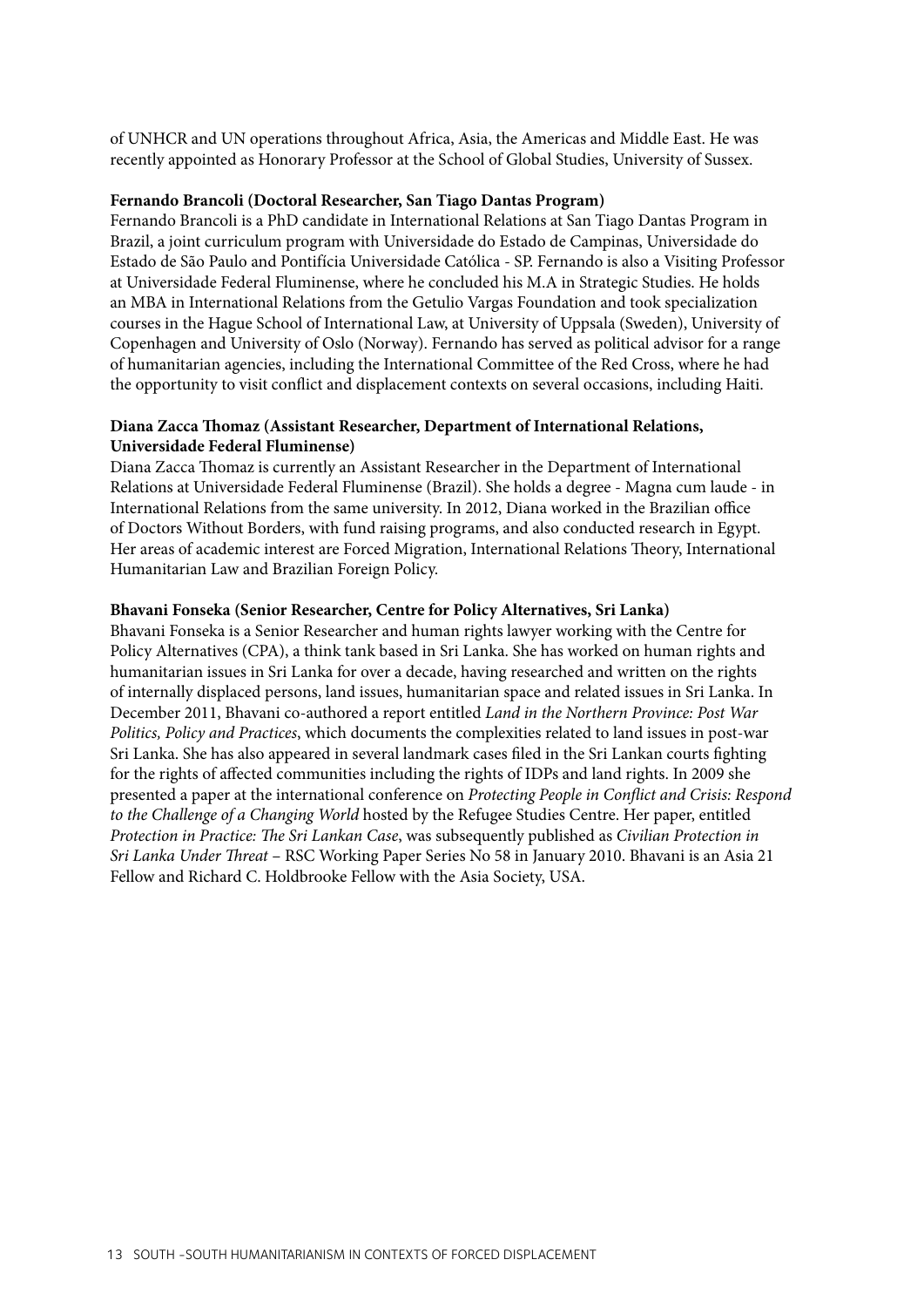of UNHCR and UN operations throughout Africa, Asia, the Americas and Middle East. He was recently appointed as Honorary Professor at the School of Global Studies, University of Sussex.

**Fernando Brancoli (Doctoral Researcher, San Tiago Dantas Program)**

Fernando Brancoli is a PhD candidate in International Relations at San Tiago Dantas Program in Brazil, a joint curriculum program with Universidade do Estado de Campinas, Universidade do Estado de São Paulo and Pontifícia Universidade Católica - SP. Fernando is also a Visiting Professor at Universidade Federal Fluminense, where he concluded his M.A in Strategic Studies. He holds an MBA in International Relations from the Getulio Vargas Foundation and took specialization courses in the Hague School of International Law, at University of Uppsala (Sweden), University of Copenhagen and University of Oslo (Norway). Fernando has served as political advisor for a range of humanitarian agencies, including the International Committee of the Red Cross, where he had the opportunity to visit conflict and displacement contexts on several occasions, including Haiti.

**Diana Zacca Thomaz (Assistant Researcher, Department of International Relations, Universidade Federal Fluminense)**

Diana Zacca Thomaz is currently an Assistant Researcher in the Department of International Relations at Universidade Federal Fluminense (Brazil). She holds a degree - Magna cum laude - in International Relations from the same university. In 2012, Diana worked in the Brazilian office of Doctors Without Borders, with fund raising programs, and also conducted research in Egypt. Her areas of academic interest are Forced Migration, International Relations Theory, International Humanitarian Law and Brazilian Foreign Policy.

**Bhavani Fonseka (Senior Researcher, Centre for Policy Alternatives, Sri Lanka)**

Bhavani Fonseka is a Senior Researcher and human rights lawyer working with the Centre for Policy Alternatives (CPA), a think tank based in Sri Lanka. She has worked on human rights and humanitarian issues in Sri Lanka for over a decade, having researched and written on the rights of internally displaced persons, land issues, humanitarian space and related issues in Sri Lanka. In December 2011, Bhavani co-authored a report entitled *Land in the Northern Province: Post War Politics, Policy and Practices*, which documents the complexities related to land issues in post-war Sri Lanka. She has also appeared in several landmark cases filed in the Sri Lankan courts fighting for the rights of affected communities including the rights of IDPs and land rights. In 2009 she presented a paper at the international conference on *Protecting People in Conflict and Crisis: Respond to the Challenge of a Changing World* hosted by the Refugee Studies Centre. Her paper, entitled *Protection in Practice: The Sri Lankan Case*, was subsequently published as *Civilian Protection in Sri Lanka Under Threat* – RSC Working Paper Series No 58 in January 2010. Bhavani is an Asia 21 Fellow and Richard C. Holdbrooke Fellow with the Asia Society, USA.